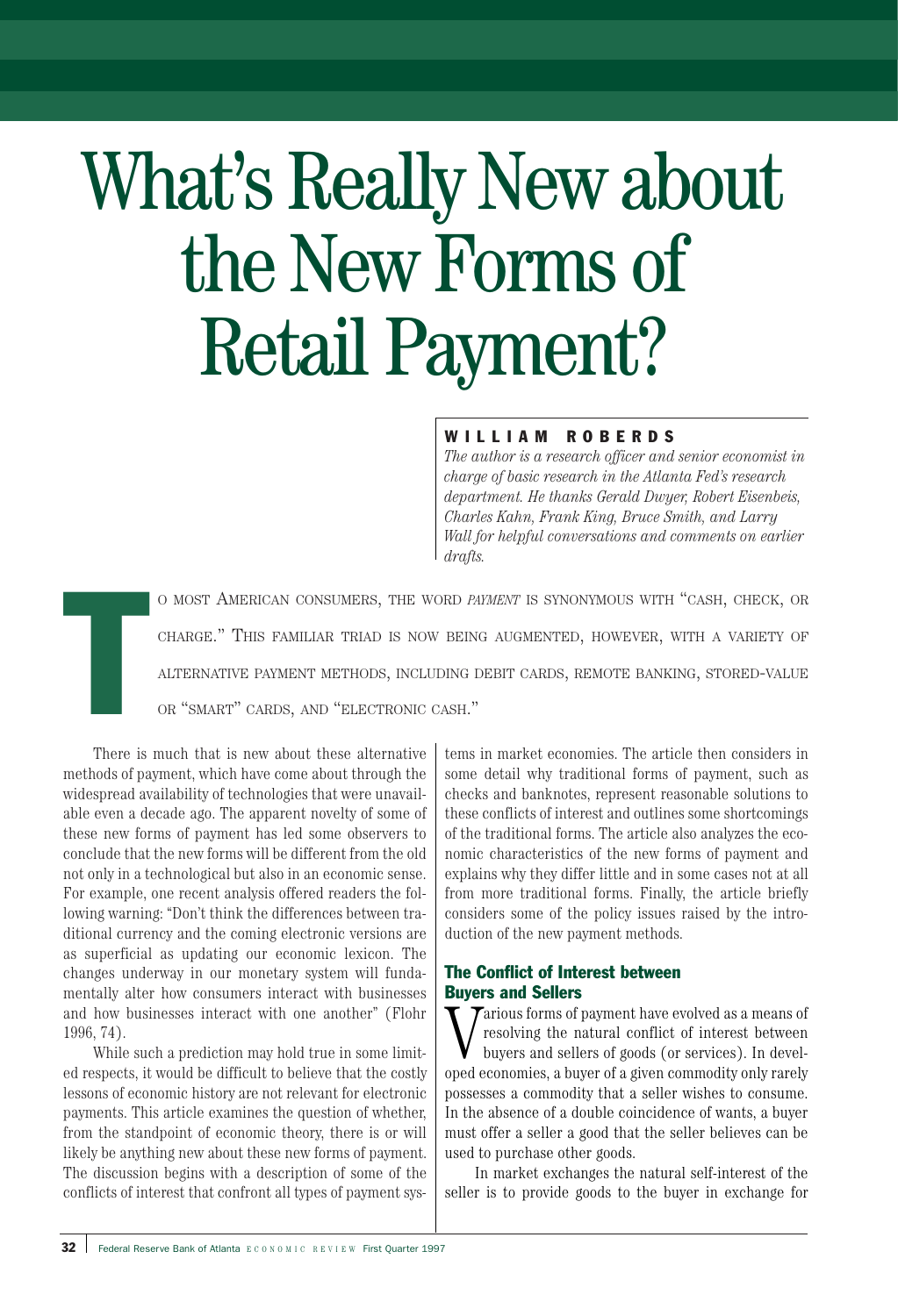# What's Really New about the New Forms of Retail Payment?

**WILLIAM ROBERDS**

*The author is a research officer and senior economist in charge of basic research in the Atlanta Fed's research department. He thanks Gerald Dwyer, Robert Eisenbeis, Charles Kahn, Frank King, Bruce Smith, and Larry Wall for helpful conversations and comments on earlier drafts.*

To most American consumers, the word *payment* is synonymous with "cash, check, or charge." This familiar triad is now being augmented, however, with a variety of alternative payment methods, including debit cards, remote banking, stored-value or "smart" cards, and "electronic cash."

There is much that is new about these alternative methods of payment, which have come about through the widespread availability of technologies that were unavailable even a decade ago. The apparent novelty of some of these new forms of payment has led some observers to conclude that the new forms will be different from the old not only in a technological but also in an economic sense. For example, one recent analysis offered readers the following warning: "Don't think the differences between traditional currency and the coming electronic versions are as superficial as updating our economic lexicon. The changes underway in our monetary system will fundamentally alter how consumers interact with businesses and how businesses interact with one another" (Flohr 1996, 74).

While such a prediction may hold true in some limited respects, it would be difficult to believe that the costly lessons of economic history are not relevant for electronic payments. This article examines the question of whether, from the standpoint of economic theory, there is or will likely be anything new about these new forms of payment. The discussion begins with a description of some of the conflicts of interest that confront all types of payment systems in market economies. The article then considers in some detail why traditional forms of payment, such as checks and banknotes, represent reasonable solutions to these conflicts of interest and outlines some shortcomings of the traditional forms. The article also analyzes the economic characteristics of the new forms of payment and explains why they differ little and in some cases not at all from more traditional forms. Finally, the article briefly considers some of the policy issues raised by the introduction of the new payment methods.

## The Conflict of Interest between Buyers and Sellers

Various forms of payment have evolved as a means of resolving the natural conflict of interest between buyers and sellers of goods (or services). In developed economies, a buyer of a given commodity only rarely possesses a commodity that a seller wishes to consume. In the absence of a double coincidence of wants, a buyer must offer a seller a good that the seller believes can be used to purchase other goods.

In market exchanges the natural self-interest of the seller is to provide goods to the buyer in exchange for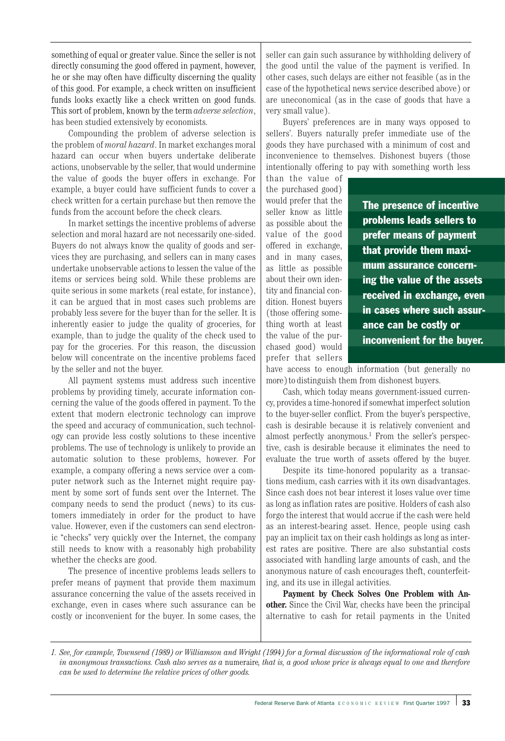something of equal or greater value. Since the seller is not directly consuming the good offered in payment, however, he or she may often have difficulty discerning the quality of this good. For example, a check written on insufficient funds looks exactly like a check written on good funds. This sort of problem, known by the term *adverse selection*, has been studied extensively by economists.

Compounding the problem of adverse selection is the problem of *moral hazard*. In market exchanges moral hazard can occur when buyers undertake deliberate actions, unobservable by the seller, that would undermine the value of goods the buyer offers in exchange. For example, a buyer could have sufficient funds to cover a check written for a certain purchase but then remove the funds from the account before the check clears.

In market settings the incentive problems of adverse selection and moral hazard are not necessarily one-sided. Buyers do not always know the quality of goods and services they are purchasing, and sellers can in many cases undertake unobservable actions to lessen the value of the items or services being sold. While these problems are quite serious in some markets (real estate, for instance), it can be argued that in most cases such problems are probably less severe for the buyer than for the seller. It is inherently easier to judge the quality of groceries, for example, than to judge the quality of the check used to pay for the groceries. For this reason, the discussion below will concentrate on the incentive problems faced by the seller and not the buyer.

All payment systems must address such incentive problems by providing timely, accurate information concerning the value of the goods offered in payment. To the extent that modern electronic technology can improve the speed and accuracy of communication, such technology can provide less costly solutions to these incentive problems. The use of technology is unlikely to provide an automatic solution to these problems, however. For example, a company offering a news service over a computer network such as the Internet might require payment by some sort of funds sent over the Internet. The company needs to send the product (news) to its customers immediately in order for the product to have value. However, even if the customers can send electronic "checks" very quickly over the Internet, the company still needs to know with a reasonably high probability whether the checks are good.

The presence of incentive problems leads sellers to prefer means of payment that provide them maximum assurance concerning the value of the assets received in exchange, even in cases where such assurance can be costly or inconvenient for the buyer. In some cases, the seller can gain such assurance by withholding delivery of the good until the value of the payment is verified. In other cases, such delays are either not feasible (as in the case of the hypothetical news service described above) or are uneconomical (as in the case of goods that have a very small value).

Buyers' preferences are in many ways opposed to sellers'. Buyers naturally prefer immediate use of the goods they have purchased with a minimum of cost and inconvenience to themselves. Dishonest buyers (those intentionally offering to pay with something worth less than the value of the purchased good) would prefer that the seller know as little as possible about the value of the good offered in exchange, and in many cases, as little as possible about their own identity and financial condition. Honest buyers (those offering something worth at least the value of the purchased good) would prefer that sellers have access to enough information (but generally no more) to distinguish them from dishonest buyers.

**The presence of incentive problems leads sellers to prefer means of payment that provide them maximum assurance concerning the value of the assets received in exchange, even in cases where such assurance can be costly or inconvenient for the buyer.**

Cash, which today means government-issued currency, provides a time-honored if somewhat imperfect solution to the buyer-seller conflict. From the buyer's perspective, cash is desirable because it is relatively convenient and almost perfectly anonymous.[1] From the seller's perspective, cash is desirable because it eliminates the need to evaluate the true worth of assets offered by the buyer.

Despite its time-honored popularity as a transactions medium, cash carries with it its own disadvantages. Since cash does not bear interest it loses value over time as long as inflation rates are positive. Holders of cash also forgo the interest that would accrue if the cash were held as an interest-bearing asset. Hence, people using cash pay an implicit tax on their cash holdings as long as interest rates are positive. There are also substantial costs associated with handling large amounts of cash, and the anonymous nature of cash encourages theft, counterfeiting, and its use in illegal activities.

**Payment by Check Solves One Problem with Another.** Since the Civil War, checks have been the principal alternative to cash for retail payments in the United

1. *See, for example, Townsend (1989) or Williamson and Wright (1994) for a formal discussion of the informational role of cash in anonymous transactions. Cash also serves as a* numeraire*, that is, a good whose price is always equal to one and therefore can be used to determine the relative prices of other goods.*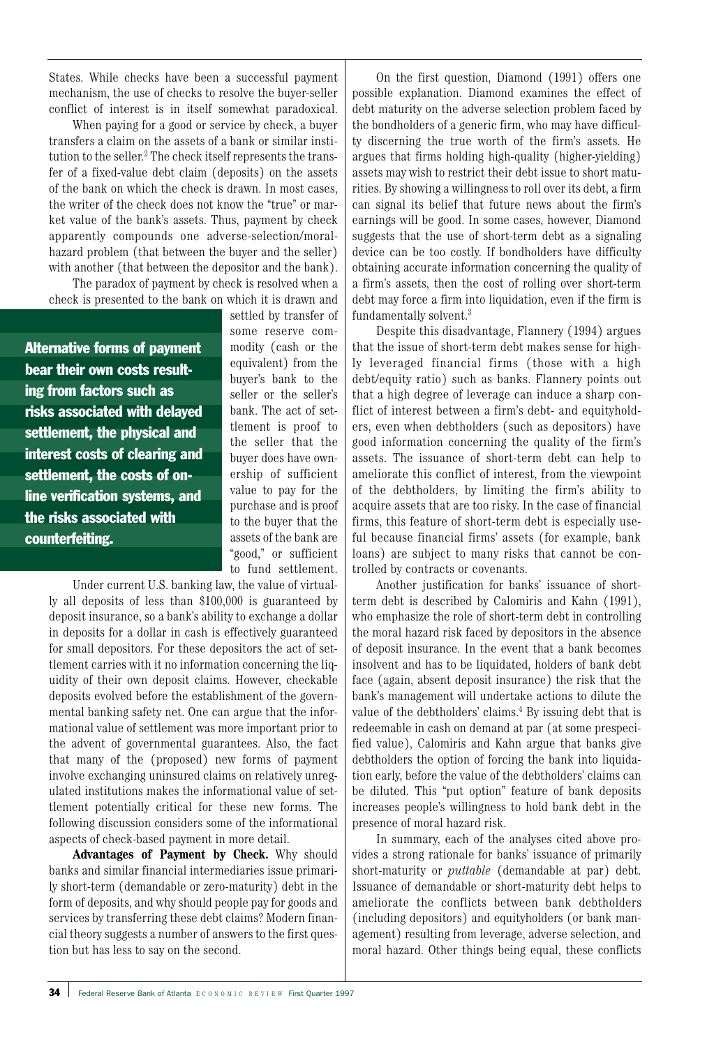States. While checks have been a successful payment mechanism, the use of checks to resolve the buyer-seller conflict of interest is in itself somewhat paradoxical.

When paying for a good or service by check, a buyer transfers a claim on the assets of a bank or similar institution to the seller.[2] The check itself represents the transfer of a fixed-value debt claim (deposits) on the assets of the bank on which the check is drawn. In most cases, the writer of the check does not know the "true" or market value of the bank's assets. Thus, payment by check apparently compounds one adverse-selection/moral-hazard problem (that between the buyer and the seller) with another (that between the depositor and the bank).

The paradox of payment by check is resolved when a check is presented to the bank on which it is drawn and settled by transfer of some reserve commodity (cash or the equivalent) from the buyer's bank to the seller or the seller's bank. The act of settlement is proof to the seller that the buyer does have ownership of sufficient value to pay for the purchase and is proof to the buyer that the assets of the bank are "good," or sufficient to fund settlement.

**Alternative forms of payment bear their own costs resulting from factors such as risks associated with delayed settlement, the physical and interest costs of clearing and settlement, the costs of on-line verification systems, and the risks associated with counterfeiting.**

Under current U.S. banking law, the value of virtually all deposits of less than $100,000 is guaranteed by deposit insurance, so a bank's ability to exchange a dollar in deposits for a dollar in cash is effectively guaranteed for small depositors. For these depositors the act of settlement carries with it no information concerning the liquidity of their own deposit claims. However, checkable deposits evolved before the establishment of the governmental banking safety net. One can argue that the informational value of settlement was more important prior to the advent of governmental guarantees. Also, the fact that many of the (proposed) new forms of payment involve exchanging uninsured claims on relatively unregulated institutions makes the informational value of settlement potentially critical for these new forms. The following discussion considers some of the informational aspects of check-based payment in more detail.

**Advantages of Payment by Check.** Why should banks and similar financial intermediaries issue primarily short-term (demandable or zero-maturity) debt in the form of deposits, and why should people pay for goods and services by transferring these debt claims? Modern financial theory suggests a number of answers to the first question but has less to say on the second.

On the first question, Diamond (1991) offers one possible explanation. Diamond examines the effect of debt maturity on the adverse selection problem faced by the bondholders of a generic firm, who may have difficulty discerning the true worth of the firm's assets. He argues that firms holding high-quality (higher-yielding) assets may wish to restrict their debt issue to short maturities. By showing a willingness to roll over its debt, a firm can signal its belief that future news about the firm's earnings will be good. In some cases, however, Diamond suggests that the use of short-term debt as a signaling device can be too costly. If bondholders have difficulty obtaining accurate information concerning the quality of a firm's assets, then the cost of rolling over short-term debt may force a firm into liquidation, even if the firm is fundamentally solvent.[3]

Despite this disadvantage, Flannery (1994) argues that the issue of short-term debt makes sense for highly leveraged financial firms (those with a high debt/equity ratio) such as banks. Flannery points out that a high degree of leverage can induce a sharp conflict of interest between a firm's debt- and equityholders, even when debtholders (such as depositors) have good information concerning the quality of the firm's assets. The issuance of short-term debt can help to ameliorate this conflict of interest, from the viewpoint of the debtholders, by limiting the firm's ability to acquire assets that are too risky. In the case of financial firms, this feature of short-term debt is especially useful because financial firms' assets (for example, bank loans) are subject to many risks that cannot be controlled by contracts or covenants.

Another justification for banks' issuance of short-term debt is described by Calomiris and Kahn (1991), who emphasize the role of short-term debt in controlling the moral hazard risk faced by depositors in the absence of deposit insurance. In the event that a bank becomes insolvent and has to be liquidated, holders of bank debt face (again, absent deposit insurance) the risk that the bank's management will undertake actions to dilute the value of the debtholders' claims.[4] By issuing debt that is redeemable in cash on demand at par (at some prespecified value), Calomiris and Kahn argue that banks give debtholders the option of forcing the bank into liquidation early, before the value of the debtholders' claims can be diluted. This "put option" feature of bank deposits increases people's willingness to hold bank debt in the presence of moral hazard risk.

In summary, each of the analyses cited above provides a strong rationale for banks' issuance of primarily short-maturity or *puttable* (demandable at par) debt. Issuance of demandable or short-maturity debt helps to ameliorate the conflicts between bank debtholders (including depositors) and equityholders (or bank management) resulting from leverage, adverse selection, and moral hazard. Other things being equal, these conflicts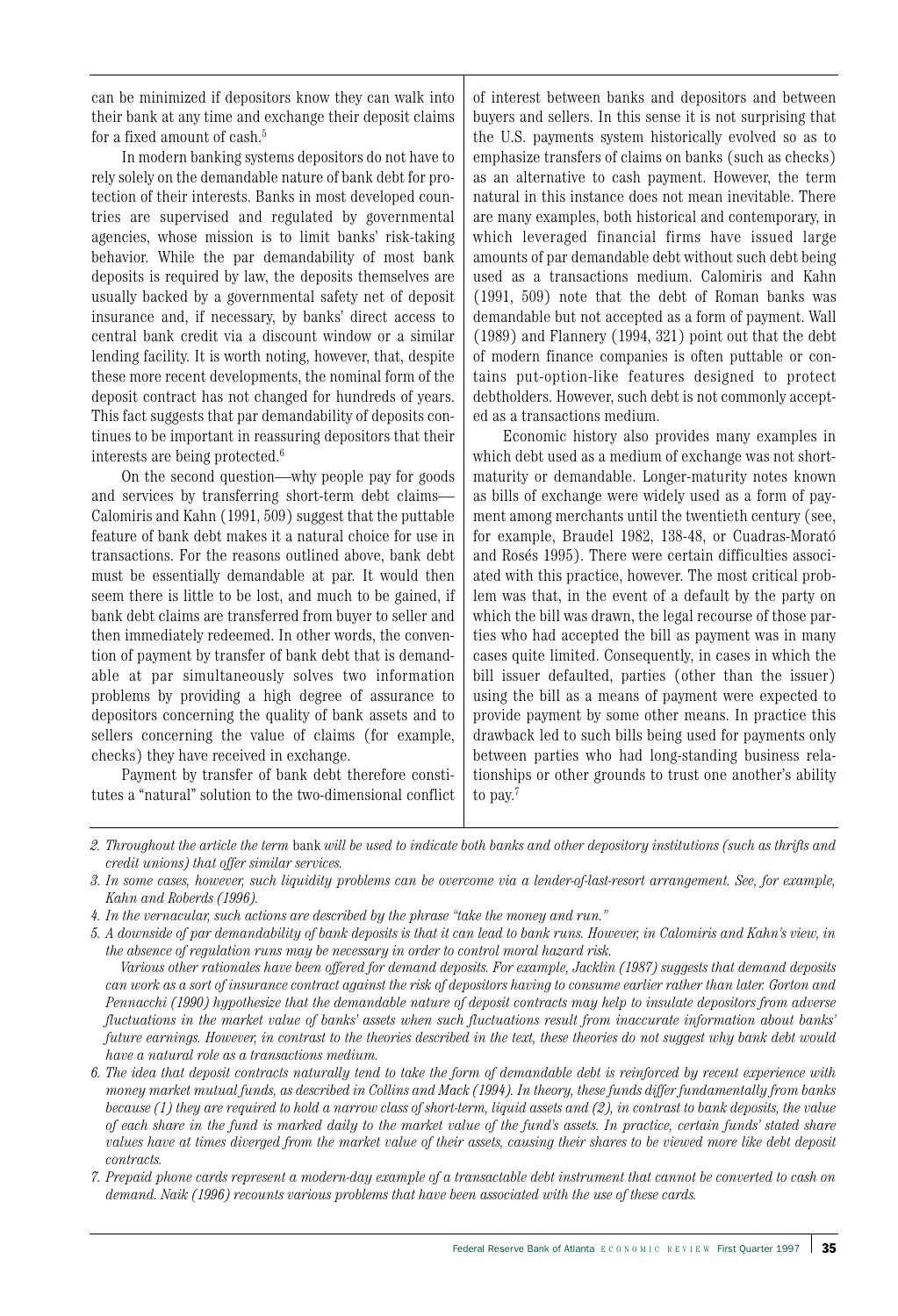can be minimized if depositors know they can walk into their bank at any time and exchange their deposit claims for a fixed amount of cash.[5]

In modern banking systems depositors do not have to rely solely on the demandable nature of bank debt for protection of their interests. Banks in most developed countries are supervised and regulated by governmental agencies, whose mission is to limit banks' risk-taking behavior. While the par demandability of most bank deposits is required by law, the deposits themselves are usually backed by a governmental safety net of deposit insurance and, if necessary, by banks' direct access to central bank credit via a discount window or a similar lending facility. It is worth noting, however, that, despite these more recent developments, the nominal form of the deposit contract has not changed for hundreds of years. This fact suggests that par demandability of deposits continues to be important in reassuring depositors that their interests are being protected.[6]

On the second question—why people pay for goods and services by transferring short-term debt claims—Calomiris and Kahn (1991, 509) suggest that the puttable feature of bank debt makes it a natural choice for use in transactions. For the reasons outlined above, bank debt must be essentially demandable at par. It would then seem there is little to be lost, and much to be gained, if bank debt claims are transferred from buyer to seller and then immediately redeemed. In other words, the convention of payment by transfer of bank debt that is demandable at par simultaneously solves two information problems by providing a high degree of assurance to depositors concerning the quality of bank assets and to sellers concerning the value of claims (for example, checks) they have received in exchange.

Payment by transfer of bank debt therefore constitutes a "natural" solution to the two-dimensional conflict of interest between banks and depositors and between buyers and sellers. In this sense it is not surprising that the U.S. payments system historically evolved so as to emphasize transfers of claims on banks (such as checks) as an alternative to cash payment. However, the term natural in this instance does not mean inevitable. There are many examples, both historical and contemporary, in which leveraged financial firms have issued large amounts of par demandable debt without such debt being used as a transactions medium. Calomiris and Kahn (1991, 509) note that the debt of Roman banks was demandable but not accepted as a form of payment. Wall (1989) and Flannery (1994, 321) point out that the debt of modern finance companies is often puttable or contains put-option-like features designed to protect debtholders. However, such debt is not commonly accepted as a transactions medium.

Economic history also provides many examples in which debt used as a medium of exchange was not short-maturity or demandable. Longer-maturity notes known as bills of exchange were widely used as a form of payment among merchants until the twentieth century (see, for example, Braudel 1982, 138-48, or Cuadras-Morató and Rosés 1995). There were certain difficulties associated with this practice, however. The most critical problem was that, in the event of a default by the party on which the bill was drawn, the legal recourse of those parties who had accepted the bill as payment was in many cases quite limited. Consequently, in cases in which the bill issuer defaulted, parties (other than the issuer) using the bill as a means of payment were expected to provide payment by some other means. In practice this drawback led to such bills being used for payments only between parties who had long-standing business relationships or other grounds to trust one another's ability to pay.[7]

---

*2. Throughout the article the term* bank *will be used to indicate both banks and other depository institutions (such as thrifts and credit unions) that offer similar services.*

*3. In some cases, however, such liquidity problems can be overcome via a lender-of-last-resort arrangement. See, for example, Kahn and Roberds (1996).*

*4. In the vernacular, such actions are described by the phrase "take the money and run."*

*5. A downside of par demandability of bank deposits is that it can lead to bank runs. However, in Calomiris and Kahn's view, in the absence of regulation runs may be necessary in order to control moral hazard risk.*

*Various other rationales have been offered for demand deposits. For example, Jacklin (1987) suggests that demand deposits can work as a sort of insurance contract against the risk of depositors having to consume earlier rather than later. Gorton and Pennacchi (1990) hypothesize that the demandable nature of deposit contracts may help to insulate depositors from adverse fluctuations in the market value of banks' assets when such fluctuations result from inaccurate information about banks' future earnings. However, in contrast to the theories described in the text, these theories do not suggest why bank debt would have a natural role as a transactions medium.*

*6. The idea that deposit contracts naturally tend to take the form of demandable debt is reinforced by recent experience with money market mutual funds, as described in Collins and Mack (1994). In theory, these funds differ fundamentally from banks because (1) they are required to hold a narrow class of short-term, liquid assets and (2), in contrast to bank deposits, the value of each share in the fund is marked daily to the market value of the fund's assets. In practice, certain funds' stated share values have at times diverged from the market value of their assets, causing their shares to be viewed more like debt deposit contracts.*

*7. Prepaid phone cards represent a modern-day example of a transactable debt instrument that cannot be converted to cash on demand. Naik (1996) recounts various problems that have been associated with the use of these cards.*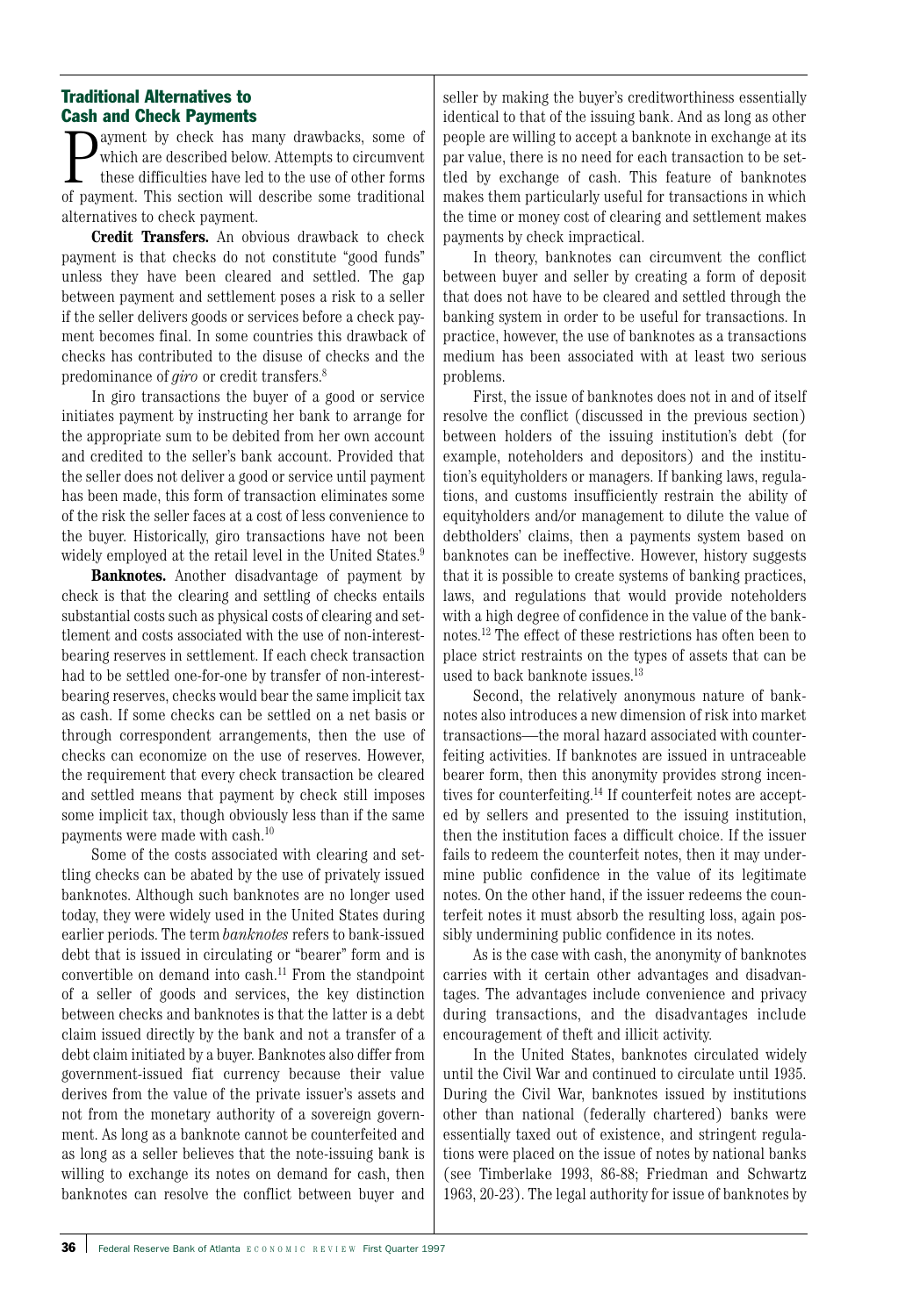## Traditional Alternatives to Cash and Check Payments

Payment by check has many drawbacks, some of which are described below. Attempts to circumvent these difficulties have led to the use of other forms of payment. This section will describe some traditional alternatives to check payment.

**Credit Transfers.** An obvious drawback to check payment is that checks do not constitute "good funds" unless they have been cleared and settled. The gap between payment and settlement poses a risk to a seller if the seller delivers goods or services before a check payment becomes final. In some countries this drawback of checks has contributed to the disuse of checks and the predominance of *giro* or credit transfers.[8]

In giro transactions the buyer of a good or service initiates payment by instructing her bank to arrange for the appropriate sum to be debited from her own account and credited to the seller's bank account. Provided that the seller does not deliver a good or service until payment has been made, this form of transaction eliminates some of the risk the seller faces at a cost of less convenience to the buyer. Historically, giro transactions have not been widely employed at the retail level in the United States.[9]

**Banknotes.** Another disadvantage of payment by check is that the clearing and settling of checks entails substantial costs such as physical costs of clearing and settlement and costs associated with the use of non-interest-bearing reserves in settlement. If each check transaction had to be settled one-for-one by transfer of non-interest-bearing reserves, checks would bear the same implicit tax as cash. If some checks can be settled on a net basis or through correspondent arrangements, then the use of checks can economize on the use of reserves. However, the requirement that every check transaction be cleared and settled means that payment by check still imposes some implicit tax, though obviously less than if the same payments were made with cash.[10]

Some of the costs associated with clearing and settling checks can be abated by the use of privately issued banknotes. Although such banknotes are no longer used today, they were widely used in the United States during earlier periods. The term *banknotes* refers to bank-issued debt that is issued in circulating or "bearer" form and is convertible on demand into cash.[11] From the standpoint of a seller of goods and services, the key distinction between checks and banknotes is that the latter is a debt claim issued directly by the bank and not a transfer of a debt claim initiated by a buyer. Banknotes also differ from government-issued fiat currency because their value derives from the value of the private issuer's assets and not from the monetary authority of a sovereign government. As long as a banknote cannot be counterfeited and as long as a seller believes that the note-issuing bank is willing to exchange its notes on demand for cash, then banknotes can resolve the conflict between buyer and seller by making the buyer's creditworthiness essentially identical to that of the issuing bank. And as long as other people are willing to accept a banknote in exchange at its par value, there is no need for each transaction to be settled by exchange of cash. This feature of banknotes makes them particularly useful for transactions in which the time or money cost of clearing and settlement makes payments by check impractical.

In theory, banknotes can circumvent the conflict between buyer and seller by creating a form of deposit that does not have to be cleared and settled through the banking system in order to be useful for transactions. In practice, however, the use of banknotes as a transactions medium has been associated with at least two serious problems.

First, the issue of banknotes does not in and of itself resolve the conflict (discussed in the previous section) between holders of the issuing institution's debt (for example, noteholders and depositors) and the institution's equityholders or managers. If banking laws, regulations, and customs insufficiently restrain the ability of equityholders and/or management to dilute the value of debtholders' claims, then a payments system based on banknotes can be ineffective. However, history suggests that it is possible to create systems of banking practices, laws, and regulations that would provide noteholders with a high degree of confidence in the value of the banknotes.[12] The effect of these restrictions has often been to place strict restraints on the types of assets that can be used to back banknote issues.[13]

Second, the relatively anonymous nature of banknotes also introduces a new dimension of risk into market transactions—the moral hazard associated with counterfeiting activities. If banknotes are issued in untraceable bearer form, then this anonymity provides strong incentives for counterfeiting.[14] If counterfeit notes are accepted by sellers and presented to the issuing institution, then the institution faces a difficult choice. If the issuer fails to redeem the counterfeit notes, then it may undermine public confidence in the value of its legitimate notes. On the other hand, if the issuer redeems the counterfeit notes it must absorb the resulting loss, again possibly undermining public confidence in its notes.

As is the case with cash, the anonymity of banknotes carries with it certain other advantages and disadvantages. The advantages include convenience and privacy during transactions, and the disadvantages include encouragement of theft and illicit activity.

In the United States, banknotes circulated widely until the Civil War and continued to circulate until 1935. During the Civil War, banknotes issued by institutions other than national (federally chartered) banks were essentially taxed out of existence, and stringent regulations were placed on the issue of notes by national banks (see Timberlake 1993, 86-88; Friedman and Schwartz 1963, 20-23). The legal authority for issue of banknotes by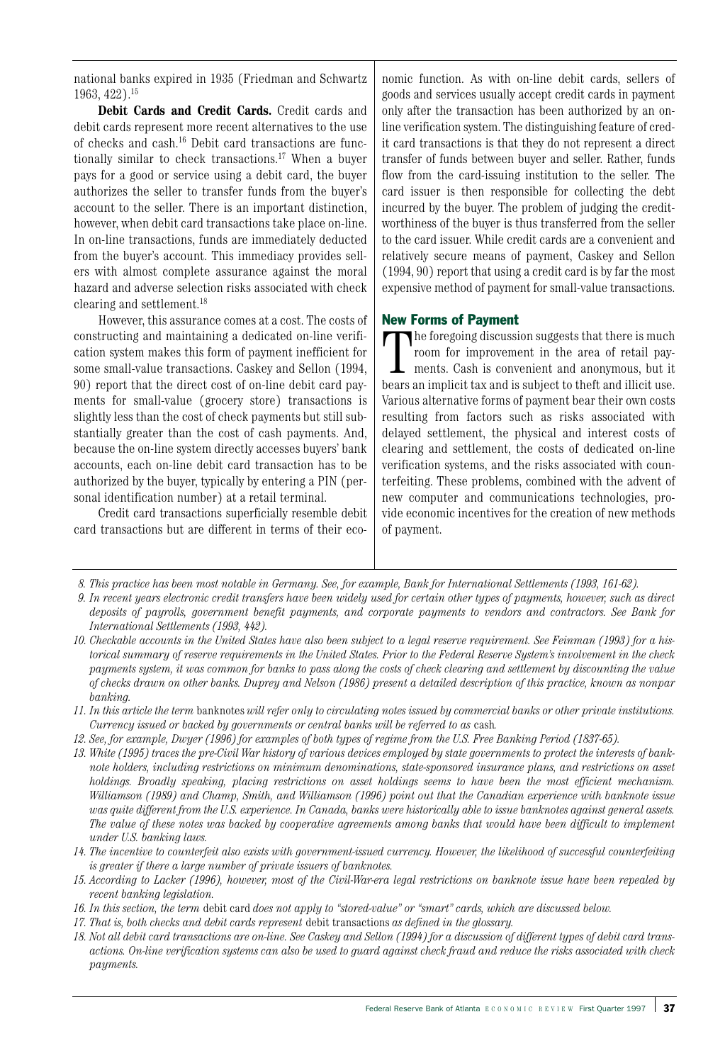national banks expired in 1935 (Friedman and Schwartz 1963, 422).[15]

**Debit Cards and Credit Cards.** Credit cards and debit cards represent more recent alternatives to the use of checks and cash.[16] Debit card transactions are functionally similar to check transactions.[17] When a buyer pays for a good or service using a debit card, the buyer authorizes the seller to transfer funds from the buyer's account to the seller. There is an important distinction, however, when debit card transactions take place on-line. In on-line transactions, funds are immediately deducted from the buyer's account. This immediacy provides sellers with almost complete assurance against the moral hazard and adverse selection risks associated with check clearing and settlement.[18]

However, this assurance comes at a cost. The costs of constructing and maintaining a dedicated on-line verification system makes this form of payment inefficient for some small-value transactions. Caskey and Sellon (1994, 90) report that the direct cost of on-line debit card payments for small-value (grocery store) transactions is slightly less than the cost of check payments but still substantially greater than the cost of cash payments. And, because the on-line system directly accesses buyers' bank accounts, each on-line debit card transaction has to be authorized by the buyer, typically by entering a PIN (personal identification number) at a retail terminal.

Credit card transactions superficially resemble debit card transactions but are different in terms of their economic function. As with on-line debit cards, sellers of goods and services usually accept credit cards in payment only after the transaction has been authorized by an on-line verification system. The distinguishing feature of credit card transactions is that they do not represent a direct transfer of funds between buyer and seller. Rather, funds flow from the card-issuing institution to the seller. The card issuer is then responsible for collecting the debt incurred by the buyer. The problem of judging the creditworthiness of the buyer is thus transferred from the seller to the card issuer. While credit cards are a convenient and relatively secure means of payment, Caskey and Sellon (1994, 90) report that using a credit card is by far the most expensive method of payment for small-value transactions.

## New Forms of Payment

The foregoing discussion suggests that there is much room for improvement in the area of retail payments. Cash is convenient and anonymous, but it bears an implicit tax and is subject to theft and illicit use. Various alternative forms of payment bear their own costs resulting from factors such as risks associated with delayed settlement, the physical and interest costs of clearing and settlement, the costs of dedicated on-line verification systems, and the risks associated with counterfeiting. These problems, combined with the advent of new computer and communications technologies, provide economic incentives for the creation of new methods of payment.

---

8. *This practice has been most notable in Germany. See, for example, Bank for International Settlements (1993, 161-62).*

9. *In recent years electronic credit transfers have been widely used for certain other types of payments, however, such as direct deposits of payrolls, government benefit payments, and corporate payments to vendors and contractors. See Bank for International Settlements (1993, 442).*

10. *Checkable accounts in the United States have also been subject to a legal reserve requirement. See Feinman (1993) for a historical summary of reserve requirements in the United States. Prior to the Federal Reserve System's involvement in the check payments system, it was common for banks to pass along the costs of check clearing and settlement by discounting the value of checks drawn on other banks. Duprey and Nelson (1986) present a detailed description of this practice, known as nonpar banking.*

11. *In this article the term* banknotes *will refer only to circulating notes issued by commercial banks or other private institutions. Currency issued or backed by governments or central banks will be referred to as* cash*.*

12. *See, for example, Dwyer (1996) for examples of both types of regime from the U.S. Free Banking Period (1837-65).*

13. *White (1995) traces the pre-Civil War history of various devices employed by state governments to protect the interests of banknote holders, including restrictions on minimum denominations, state-sponsored insurance plans, and restrictions on asset holdings. Broadly speaking, placing restrictions on asset holdings seems to have been the most efficient mechanism. Williamson (1989) and Champ, Smith, and Williamson (1996) point out that the Canadian experience with banknote issue was quite different from the U.S. experience. In Canada, banks were historically able to issue banknotes against general assets. The value of these notes was backed by cooperative agreements among banks that would have been difficult to implement under U.S. banking laws.*

14. *The incentive to counterfeit also exists with government-issued currency. However, the likelihood of successful counterfeiting is greater if there a large number of private issuers of banknotes.*

15. *According to Lacker (1996), however, most of the Civil-War-era legal restrictions on banknote issue have been repealed by recent banking legislation.*

16. *In this section, the term* debit card *does not apply to "stored-value" or "smart" cards, which are discussed below.*

17. *That is, both checks and debit cards represent* debit transactions *as defined in the glossary.*

18. *Not all debit card transactions are on-line. See Caskey and Sellon (1994) for a discussion of different types of debit card transactions. On-line verification systems can also be used to guard against check fraud and reduce the risks associated with check payments.*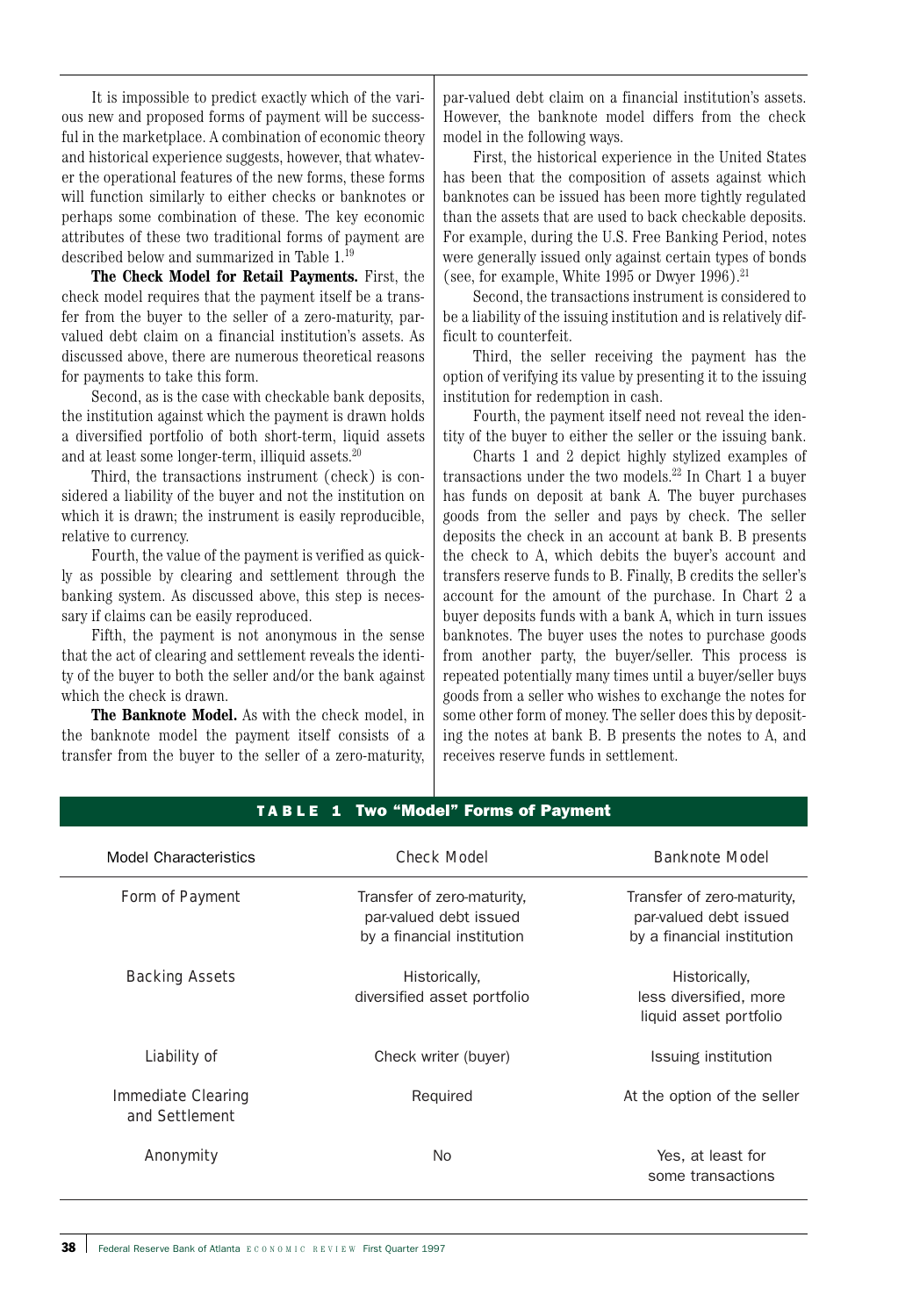It is impossible to predict exactly which of the various new and proposed forms of payment will be successful in the marketplace. A combination of economic theory and historical experience suggests, however, that whatever the operational features of the new forms, these forms will function similarly to either checks or banknotes or perhaps some combination of these. The key economic attributes of these two traditional forms of payment are described below and summarized in Table 1.[19]

**The Check Model for Retail Payments.** First, the check model requires that the payment itself be a transfer from the buyer to the seller of a zero-maturity, par-valued debt claim on a financial institution's assets. As discussed above, there are numerous theoretical reasons for payments to take this form.

Second, as is the case with checkable bank deposits, the institution against which the payment is drawn holds a diversified portfolio of both short-term, liquid assets and at least some longer-term, illiquid assets.[20]

Third, the transactions instrument (check) is considered a liability of the buyer and not the institution on which it is drawn; the instrument is easily reproducible, relative to currency.

Fourth, the value of the payment is verified as quickly as possible by clearing and settlement through the banking system. As discussed above, this step is necessary if claims can be easily reproduced.

Fifth, the payment is not anonymous in the sense that the act of clearing and settlement reveals the identity of the buyer to both the seller and/or the bank against which the check is drawn.

**The Banknote Model.** As with the check model, in the banknote model the payment itself consists of a transfer from the buyer to the seller of a zero-maturity, par-valued debt claim on a financial institution's assets. However, the banknote model differs from the check model in the following ways.

First, the historical experience in the United States has been that the composition of assets against which banknotes can be issued has been more tightly regulated than the assets that are used to back checkable deposits. For example, during the U.S. Free Banking Period, notes were generally issued only against certain types of bonds (see, for example, White 1995 or Dwyer 1996).[21]

Second, the transactions instrument is considered to be a liability of the issuing institution and is relatively difficult to counterfeit.

Third, the seller receiving the payment has the option of verifying its value by presenting it to the issuing institution for redemption in cash.

Fourth, the payment itself need not reveal the identity of the buyer to either the seller or the issuing bank.

Charts 1 and 2 depict highly stylized examples of transactions under the two models.[22] In Chart 1 a buyer has funds on deposit at bank A. The buyer purchases goods from the seller and pays by check. The seller deposits the check in an account at bank B. B presents the check to A, which debits the buyer's account and transfers reserve funds to B. Finally, B credits the seller's account for the amount of the purchase. In Chart 2 a buyer deposits funds with a bank A, which in turn issues banknotes. The buyer uses the notes to purchase goods from another party, the buyer/seller. This process is repeated potentially many times until a buyer/seller buys goods from a seller who wishes to exchange the notes for some other form of money. The seller does this by depositing the notes at bank B. B presents the notes to A, and receives reserve funds in settlement.

**TABLE 1 Two "Model" Forms of Payment**

| Model Characteristics | Check Model | Banknote Model |
|---|---|---|
| Form of Payment | Transfer of zero-maturity, par-valued debt issued by a financial institution | Transfer of zero-maturity, par-valued debt issued by a financial institution |
| Backing Assets | Historically, diversified asset portfolio | Historically, less diversified, more liquid asset portfolio |
| Liability of | Check writer (buyer) | Issuing institution |
| Immediate Clearing and Settlement | Required | At the option of the seller |
| Anonymity | No | Yes, at least for some transactions |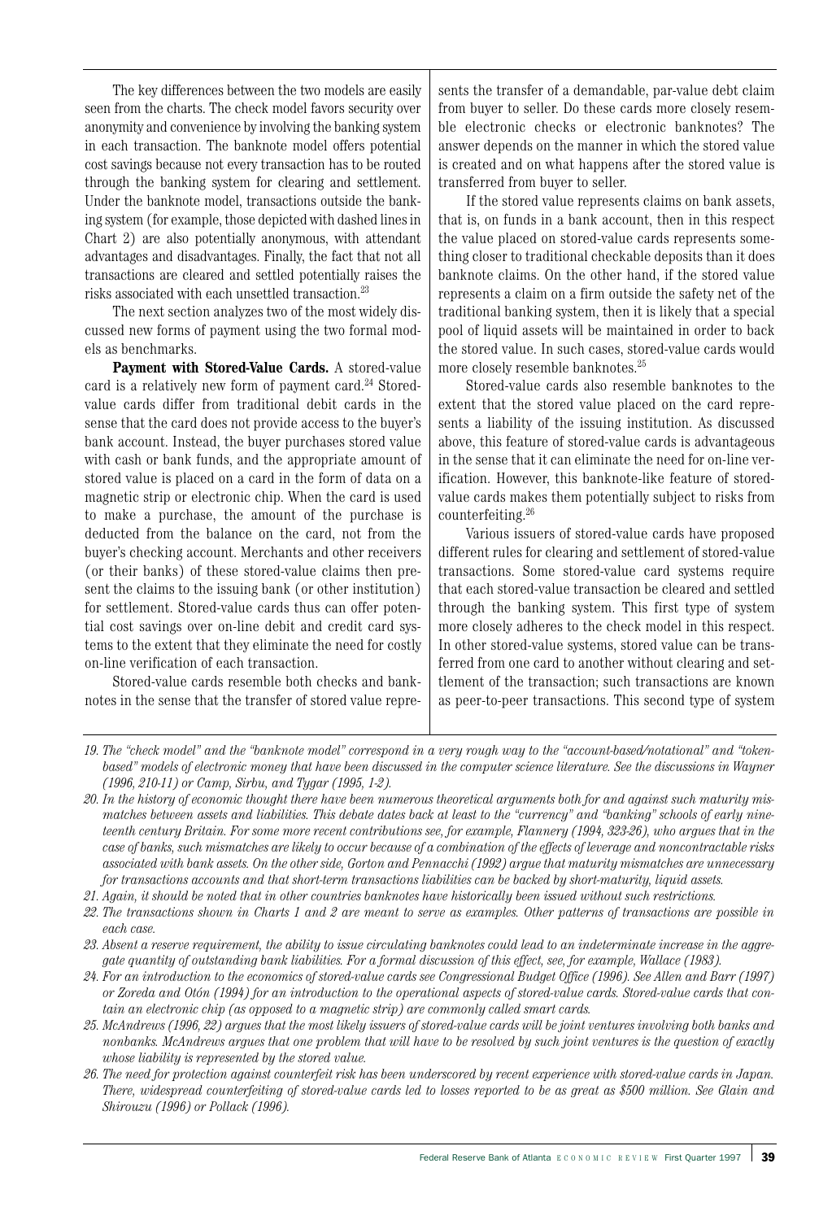The key differences between the two models are easily seen from the charts. The check model favors security over anonymity and convenience by involving the banking system in each transaction. The banknote model offers potential cost savings because not every transaction has to be routed through the banking system for clearing and settlement. Under the banknote model, transactions outside the banking system (for example, those depicted with dashed lines in Chart 2) are also potentially anonymous, with attendant advantages and disadvantages. Finally, the fact that not all transactions are cleared and settled potentially raises the risks associated with each unsettled transaction.[23]

The next section analyzes two of the most widely discussed new forms of payment using the two formal models as benchmarks.

**Payment with Stored-Value Cards.** A stored-value card is a relatively new form of payment card.[24] Stored-value cards differ from traditional debit cards in the sense that the card does not provide access to the buyer's bank account. Instead, the buyer purchases stored value with cash or bank funds, and the appropriate amount of stored value is placed on a card in the form of data on a magnetic strip or electronic chip. When the card is used to make a purchase, the amount of the purchase is deducted from the balance on the card, not from the buyer's checking account. Merchants and other receivers (or their banks) of these stored-value claims then present the claims to the issuing bank (or other institution) for settlement. Stored-value cards thus can offer potential cost savings over on-line debit and credit card systems to the extent that they eliminate the need for costly on-line verification of each transaction.

Stored-value cards resemble both checks and banknotes in the sense that the transfer of stored value represents the transfer of a demandable, par-value debt claim from buyer to seller. Do these cards more closely resemble electronic checks or electronic banknotes? The answer depends on the manner in which the stored value is created and on what happens after the stored value is transferred from buyer to seller.

If the stored value represents claims on bank assets, that is, on funds in a bank account, then in this respect the value placed on stored-value cards represents something closer to traditional checkable deposits than it does banknote claims. On the other hand, if the stored value represents a claim on a firm outside the safety net of the traditional banking system, then it is likely that a special pool of liquid assets will be maintained in order to back the stored value. In such cases, stored-value cards would more closely resemble banknotes.[25]

Stored-value cards also resemble banknotes to the extent that the stored value placed on the card represents a liability of the issuing institution. As discussed above, this feature of stored-value cards is advantageous in the sense that it can eliminate the need for on-line verification. However, this banknote-like feature of stored-value cards makes them potentially subject to risks from counterfeiting.[26]

Various issuers of stored-value cards have proposed different rules for clearing and settlement of stored-value transactions. Some stored-value card systems require that each stored-value transaction be cleared and settled through the banking system. This first type of system more closely adheres to the check model in this respect. In other stored-value systems, stored value can be transferred from one card to another without clearing and settlement of the transaction; such transactions are known as peer-to-peer transactions. This second type of system

---

*19. The "check model" and the "banknote model" correspond in a very rough way to the "account-based/notational" and "token-based" models of electronic money that have been discussed in the computer science literature. See the discussions in Wayner (1996, 210-11) or Camp, Sirbu, and Tygar (1995, 1-2).*

*20. In the history of economic thought there have been numerous theoretical arguments both for and against such maturity mismatches between assets and liabilities. This debate dates back at least to the "currency" and "banking" schools of early nineteenth century Britain. For some more recent contributions see, for example, Flannery (1994, 323-26), who argues that in the case of banks, such mismatches are likely to occur because of a combination of the effects of leverage and noncontractible risks associated with bank assets. On the other side, Gorton and Pennacchi (1992) argue that maturity mismatches are unnecessary for transactions accounts and that short-term transactions liabilities can be backed by short-maturity, liquid assets.*

*21. Again, it should be noted that in other countries banknotes have historically been issued without such restrictions.*

*22. The transactions shown in Charts 1 and 2 are meant to serve as examples. Other patterns of transactions are possible in each case.*

*23. Absent a reserve requirement, the ability to issue circulating banknotes could lead to an indeterminate increase in the aggregate quantity of outstanding bank liabilities. For a formal discussion of this effect, see, for example, Wallace (1983).*

*24. For an introduction to the economics of stored-value cards see Congressional Budget Office (1996). See Allen and Barr (1997) or Zoreda and Otón (1994) for an introduction to the operational aspects of stored-value cards. Stored-value cards that contain an electronic chip (as opposed to a magnetic strip) are commonly called smart cards.*

*25. McAndrews (1996, 22) argues that the most likely issuers of stored-value cards will be joint ventures involving both banks and nonbanks. McAndrews argues that one problem that will have to be resolved by such joint ventures is the question of exactly whose liability is represented by the stored value.*

*26. The need for protection against counterfeit risk has been underscored by recent experience with stored-value cards in Japan. There, widespread counterfeiting of stored-value cards led to losses reported to be as great as $500 million. See Glain and Shirouzu (1996) or Pollack (1996).*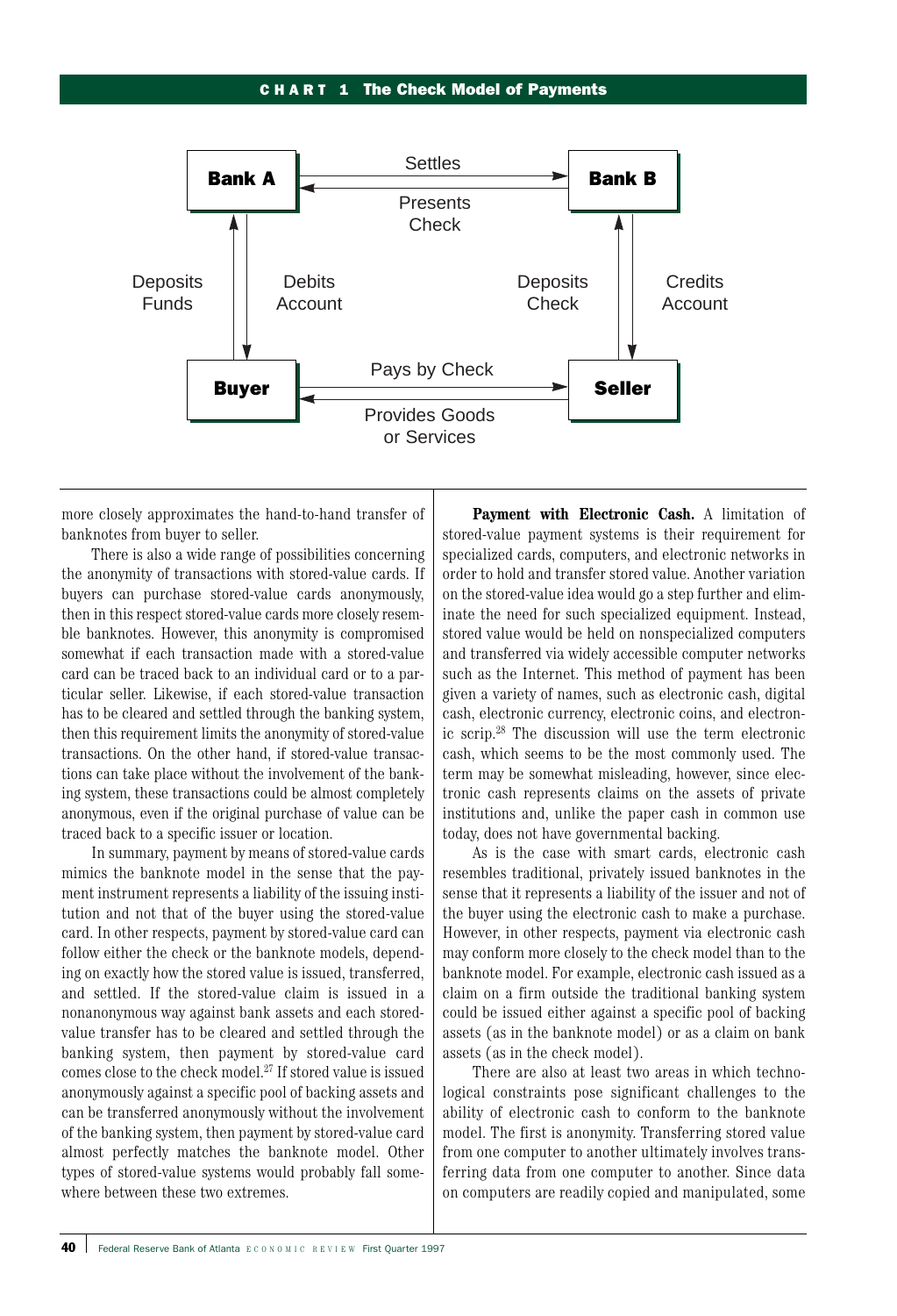**CHART 1 The Check Model of Payments**

Bank A — Settles → Bank B
Bank B — Presents Check → Bank A
Buyer — Deposits Funds → Bank A
Bank A — Debits Account → Buyer
Seller — Deposits Check → Bank B
Bank B — Credits Account → Seller
Buyer — Pays by Check → Seller
Seller — Provides Goods or Services → Buyer

more closely approximates the hand-to-hand transfer of banknotes from buyer to seller.

There is also a wide range of possibilities concerning the anonymity of transactions with stored-value cards. If buyers can purchase stored-value cards anonymously, then in this respect stored-value cards more closely resemble banknotes. However, this anonymity is compromised somewhat if each transaction made with a stored-value card can be traced back to an individual card or to a particular seller. Likewise, if each stored-value transaction has to be cleared and settled through the banking system, then this requirement limits the anonymity of stored-value transactions. On the other hand, if stored-value transactions can take place without the involvement of the banking system, these transactions could be almost completely anonymous, even if the original purchase of value can be traced back to a specific issuer or location.

In summary, payment by means of stored-value cards mimics the banknote model in the sense that the payment instrument represents a liability of the issuing institution and not that of the buyer using the stored-value card. In other respects, payment by stored-value card can follow either the check or the banknote models, depending on exactly how the stored value is issued, transferred, and settled. If the stored-value claim is issued in a nonanonymous way against bank assets and each stored-value transfer has to be cleared and settled through the banking system, then payment by stored-value card comes close to the check model.[27] If stored value is issued anonymously against a specific pool of backing assets and can be transferred anonymously without the involvement of the banking system, then payment by stored-value card almost perfectly matches the banknote model. Other types of stored-value systems would probably fall somewhere between these two extremes.

**Payment with Electronic Cash.** A limitation of stored-value payment systems is their requirement for specialized cards, computers, and electronic networks in order to hold and transfer stored value. Another variation on the stored-value idea would go a step further and eliminate the need for such specialized equipment. Instead, stored value would be held on nonspecialized computers and transferred via widely accessible computer networks such as the Internet. This method of payment has been given a variety of names, such as electronic cash, digital cash, electronic currency, electronic coins, and electronic scrip.[28] The discussion will use the term electronic cash, which seems to be the most commonly used. The term may be somewhat misleading, however, since electronic cash represents claims on the assets of private institutions and, unlike the paper cash in common use today, does not have governmental backing.

As is the case with smart cards, electronic cash resembles traditional, privately issued banknotes in the sense that it represents a liability of the issuer and not of the buyer using the electronic cash to make a purchase. However, in other respects, payment via electronic cash may conform more closely to the check model than to the banknote model. For example, electronic cash issued as a claim on a firm outside the traditional banking system could be issued either against a specific pool of backing assets (as in the banknote model) or as a claim on bank assets (as in the check model).

There are also at least two areas in which technological constraints pose significant challenges to the ability of electronic cash to conform to the banknote model. The first is anonymity. Transferring stored value from one computer to another ultimately involves transferring data from one computer to another. Since data on computers are readily copied and manipulated, some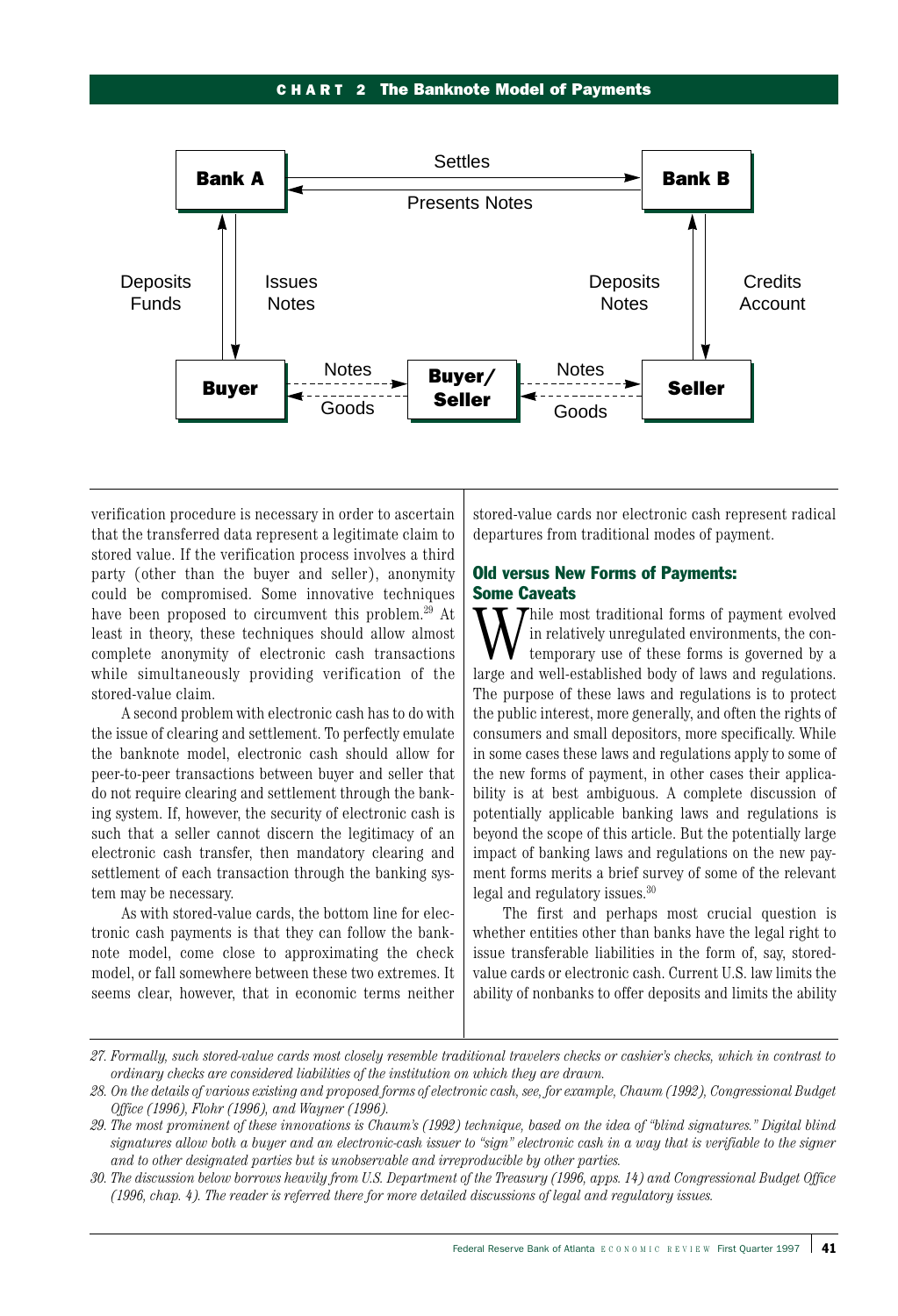**CHART 2 The Banknote Model of Payments**

verification procedure is necessary in order to ascertain that the transferred data represent a legitimate claim to stored value. If the verification process involves a third party (other than the buyer and seller), anonymity could be compromised. Some innovative techniques have been proposed to circumvent this problem.[29] At least in theory, these techniques should allow almost complete anonymity of electronic cash transactions while simultaneously providing verification of the stored-value claim.

A second problem with electronic cash has to do with the issue of clearing and settlement. To perfectly emulate the banknote model, electronic cash should allow for peer-to-peer transactions between buyer and seller that do not require clearing and settlement through the banking system. If, however, the security of electronic cash is such that a seller cannot discern the legitimacy of an electronic cash transfer, then mandatory clearing and settlement of each transaction through the banking system may be necessary.

As with stored-value cards, the bottom line for electronic cash payments is that they can follow the banknote model, come close to approximating the check model, or fall somewhere between these two extremes. It seems clear, however, that in economic terms neither stored-value cards nor electronic cash represent radical departures from traditional modes of payment.

## Old versus New Forms of Payments: Some Caveats

While most traditional forms of payment evolved in relatively unregulated environments, the contemporary use of these forms is governed by a large and well-established body of laws and regulations. The purpose of these laws and regulations is to protect the public interest, more generally, and often the rights of consumers and small depositors, more specifically. While in some cases these laws and regulations apply to some of the new forms of payment, in other cases their applicability is at best ambiguous. A complete discussion of potentially applicable banking laws and regulations is beyond the scope of this article. But the potentially large impact of banking laws and regulations on the new payment forms merits a brief survey of some of the relevant legal and regulatory issues.[30]

The first and perhaps most crucial question is whether entities other than banks have the legal right to issue transferable liabilities in the form of, say, stored-value cards or electronic cash. Current U.S. law limits the ability of nonbanks to offer deposits and limits the ability

---

27. *Formally, such stored-value cards most closely resemble traditional travelers checks or cashier's checks, which in contrast to ordinary checks are considered liabilities of the institution on which they are drawn.*

28. *On the details of various existing and proposed forms of electronic cash, see, for example, Chaum (1992), Congressional Budget Office (1996), Flohr (1996), and Wayner (1996).*

29. *The most prominent of these innovations is Chaum's (1992) technique, based on the idea of "blind signatures." Digital blind signatures allow both a buyer and an electronic-cash issuer to "sign" electronic cash in a way that is verifiable to the signer and to other designated parties but is unobservable and irreproducible by other parties.*

30. *The discussion below borrows heavily from U.S. Department of the Treasury (1996, apps. 14) and Congressional Budget Office (1996, chap. 4). The reader is referred there for more detailed discussions of legal and regulatory issues.*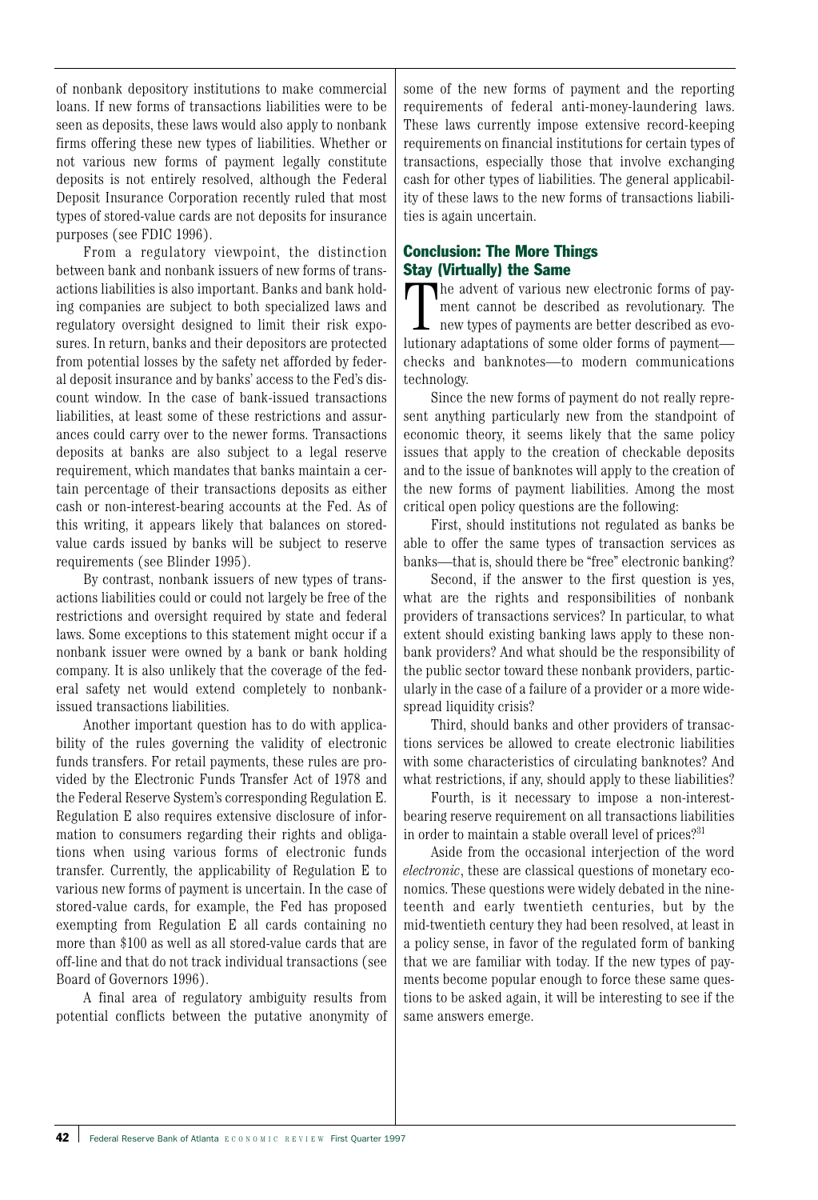of nonbank depository institutions to make commercial loans. If new forms of transactions liabilities were to be seen as deposits, these laws would also apply to nonbank firms offering these new types of liabilities. Whether or not various new forms of payment legally constitute deposits is not entirely resolved, although the Federal Deposit Insurance Corporation recently ruled that most types of stored-value cards are not deposits for insurance purposes (see FDIC 1996).

From a regulatory viewpoint, the distinction between bank and nonbank issuers of new forms of transactions liabilities is also important. Banks and bank holding companies are subject to both specialized laws and regulatory oversight designed to limit their risk exposures. In return, banks and their depositors are protected from potential losses by the safety net afforded by federal deposit insurance and by banks' access to the Fed's discount window. In the case of bank-issued transactions liabilities, at least some of these restrictions and assurances could carry over to the newer forms. Transactions deposits at banks are also subject to a legal reserve requirement, which mandates that banks maintain a certain percentage of their transactions deposits as either cash or non-interest-bearing accounts at the Fed. As of this writing, it appears likely that balances on stored-value cards issued by banks will be subject to reserve requirements (see Blinder 1995).

By contrast, nonbank issuers of new types of transactions liabilities could or could not largely be free of the restrictions and oversight required by state and federal laws. Some exceptions to this statement might occur if a nonbank issuer were owned by a bank or bank holding company. It is also unlikely that the coverage of the federal safety net would extend completely to nonbank-issued transactions liabilities.

Another important question has to do with applicability of the rules governing the validity of electronic funds transfers. For retail payments, these rules are provided by the Electronic Funds Transfer Act of 1978 and the Federal Reserve System's corresponding Regulation E. Regulation E also requires extensive disclosure of information to consumers regarding their rights and obligations when using various forms of electronic funds transfer. Currently, the applicability of Regulation E to various new forms of payment is uncertain. In the case of stored-value cards, for example, the Fed has proposed exempting from Regulation E all cards containing no more than $100 as well as all stored-value cards that are off-line and that do not track individual transactions (see Board of Governors 1996).

A final area of regulatory ambiguity results from potential conflicts between the putative anonymity of some of the new forms of payment and the reporting requirements of federal anti-money-laundering laws. These laws currently impose extensive record-keeping requirements on financial institutions for certain types of transactions, especially those that involve exchanging cash for other types of liabilities. The general applicability of these laws to the new forms of transactions liabilities is again uncertain.

## Conclusion: The More Things Stay (Virtually) the Same

The advent of various new electronic forms of payment cannot be described as revolutionary. The new types of payments are better described as evolutionary adaptations of some older forms of payment—checks and banknotes—to modern communications technology.

Since the new forms of payment do not really represent anything particularly new from the standpoint of economic theory, it seems likely that the same policy issues that apply to the creation of checkable deposits and to the issue of banknotes will apply to the creation of the new forms of payment liabilities. Among the most critical open policy questions are the following:

First, should institutions not regulated as banks be able to offer the same types of transaction services as banks—that is, should there be "free" electronic banking?

Second, if the answer to the first question is yes, what are the rights and responsibilities of nonbank providers of transactions services? In particular, to what extent should existing banking laws apply to these nonbank providers? And what should be the responsibility of the public sector toward these nonbank providers, particularly in the case of a failure of a provider or a more widespread liquidity crisis?

Third, should banks and other providers of transactions services be allowed to create electronic liabilities with some characteristics of circulating banknotes? And what restrictions, if any, should apply to these liabilities?

Fourth, is it necessary to impose a non-interest-bearing reserve requirement on all transactions liabilities in order to maintain a stable overall level of prices?[31]

Aside from the occasional interjection of the word *electronic*, these are classical questions of monetary economics. These questions were widely debated in the nineteenth and early twentieth centuries, but by the mid-twentieth century they had been resolved, at least in a policy sense, in favor of the regulated form of banking that we are familiar with today. If the new types of payments become popular enough to force these same questions to be asked again, it will be interesting to see if the same answers emerge.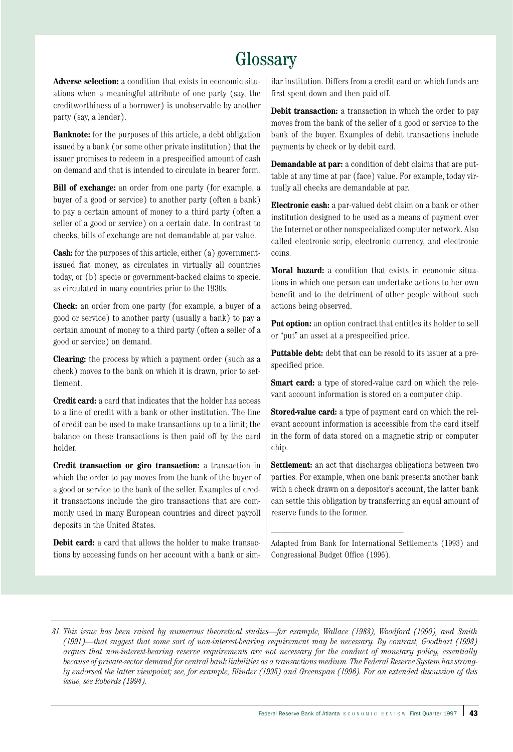# Glossary

**Adverse selection:** a condition that exists in economic situations when a meaningful attribute of one party (say, the creditworthiness of a borrower) is unobservable by another party (say, a lender).

**Banknote:** for the purposes of this article, a debt obligation issued by a bank (or some other private institution) that the issuer promises to redeem in a prespecified amount of cash on demand and that is intended to circulate in bearer form.

**Bill of exchange:** an order from one party (for example, a buyer of a good or service) to another party (often a bank) to pay a certain amount of money to a third party (often a seller of a good or service) on a certain date. In contrast to checks, bills of exchange are not demandable at par value.

**Cash:** for the purposes of this article, either (a) government-issued fiat money, as circulates in virtually all countries today, or (b) specie or government-backed claims to specie, as circulated in many countries prior to the 1930s.

**Check:** an order from one party (for example, a buyer of a good or service) to another party (usually a bank) to pay a certain amount of money to a third party (often a seller of a good or service) on demand.

**Clearing:** the process by which a payment order (such as a check) moves to the bank on which it is drawn, prior to settlement.

**Credit card:** a card that indicates that the holder has access to a line of credit with a bank or other institution. The line of credit can be used to make transactions up to a limit; the balance on these transactions is then paid off by the card holder.

**Credit transaction or giro transaction:** a transaction in which the order to pay moves from the bank of the buyer of a good or service to the bank of the seller. Examples of credit transactions include the giro transactions that are commonly used in many European countries and direct payroll deposits in the United States.

**Debit card:** a card that allows the holder to make transactions by accessing funds on her account with a bank or similar institution. Differs from a credit card on which funds are first spent down and then paid off.

**Debit transaction:** a transaction in which the order to pay moves from the bank of the seller of a good or service to the bank of the buyer. Examples of debit transactions include payments by check or by debit card.

**Demandable at par:** a condition of debt claims that are puttable at any time at par (face) value. For example, today virtually all checks are demandable at par.

**Electronic cash:** a par-valued debt claim on a bank or other institution designed to be used as a means of payment over the Internet or other nonspecialized computer network. Also called electronic scrip, electronic currency, and electronic coins.

**Moral hazard:** a condition that exists in economic situations in which one person can undertake actions to her own benefit and to the detriment of other people without such actions being observed.

**Put option:** an option contract that entitles its holder to sell or "put" an asset at a prespecified price.

**Puttable debt:** debt that can be resold to its issuer at a prespecified price.

**Smart card:** a type of stored-value card on which the relevant account information is stored on a computer chip.

**Stored-value card:** a type of payment card on which the relevant account information is accessible from the card itself in the form of data stored on a magnetic strip or computer chip.

**Settlement:** an act that discharges obligations between two parties. For example, when one bank presents another bank with a check drawn on a depositor's account, the latter bank can settle this obligation by transferring an equal amount of reserve funds to the former.

---

Adapted from Bank for International Settlements (1993) and Congressional Budget Office (1996).

---

*31. This issue has been raised by numerous theoretical studies—for example, Wallace (1983), Woodford (1990), and Smith (1991)—that suggest that some sort of non-interest-bearing requirement may be necessary. By contrast, Goodhart (1993) argues that non-interest-bearing reserve requirements are not necessary for the conduct of monetary policy, essentially because of private-sector demand for central bank liabilities as a transactions medium. The Federal Reserve System has strongly endorsed the latter viewpoint; see, for example, Blinder (1995) and Greenspan (1996). For an extended discussion of this issue, see Roberds (1994).*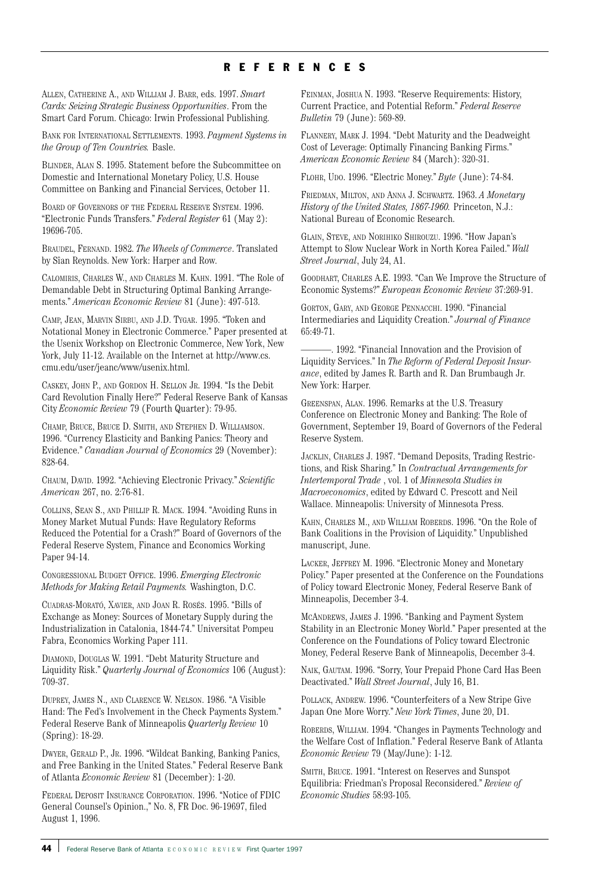## REFERENCES

ALLEN, CATHERINE A., AND WILLIAM J. BARR, eds. 1997. *Smart Cards: Seizing Strategic Business Opportunities*. From the Smart Card Forum. Chicago: Irwin Professional Publishing.

BANK FOR INTERNATIONAL SETTLEMENTS. 1993. *Payment Systems in the Group of Ten Countries.* Basle.

BLINDER, ALAN S. 1995. Statement before the Subcommittee on Domestic and International Monetary Policy, U.S. House Committee on Banking and Financial Services, October 11.

BOARD OF GOVERNORS OF THE FEDERAL RESERVE SYSTEM. 1996. "Electronic Funds Transfers." *Federal Register* 61 (May 2): 19696-705.

BRAUDEL, FERNAND. 1982. *The Wheels of Commerce*. Translated by Sîan Reynolds. New York: Harper and Row.

CALOMIRIS, CHARLES W., AND CHARLES M. KAHN. 1991. "The Role of Demandable Debt in Structuring Optimal Banking Arrangements." *American Economic Review* 81 (June): 497-513.

CAMP, JEAN, MARVIN SIRBU, AND J.D. TYGAR. 1995. "Token and Notational Money in Electronic Commerce." Paper presented at the Usenix Workshop on Electronic Commerce, New York, New York, July 11-12. Available on the Internet at http://www.cs.cmu.edu/user/jeanc/www/usenix.html.

CASKEY, JOHN P., AND GORDON H. SELLON JR. 1994. "Is the Debit Card Revolution Finally Here?" Federal Reserve Bank of Kansas City *Economic Review* 79 (Fourth Quarter): 79-95.

CHAMP, BRUCE, BRUCE D. SMITH, AND STEPHEN D. WILLIAMSON. 1996. "Currency Elasticity and Banking Panics: Theory and Evidence." *Canadian Journal of Economics* 29 (November): 828-64.

CHAUM, DAVID. 1992. "Achieving Electronic Privacy." *Scientific American* 267, no. 2:76-81.

COLLINS, SEAN S., AND PHILLIP R. MACK. 1994. "Avoiding Runs in Money Market Mutual Funds: Have Regulatory Reforms Reduced the Potential for a Crash?" Board of Governors of the Federal Reserve System, Finance and Economics Working Paper 94-14.

CONGRESSIONAL BUDGET OFFICE. 1996. *Emerging Electronic Methods for Making Retail Payments.* Washington, D.C.

CUADRAS-MORATÓ, XAVIER, AND JOAN R. ROSÉS. 1995. "Bills of Exchange as Money: Sources of Monetary Supply during the Industrialization in Catalonia, 1844-74." Universitat Pompeu Fabra, Economics Working Paper 111.

DIAMOND, DOUGLAS W. 1991. "Debt Maturity Structure and Liquidity Risk." *Quarterly Journal of Economics* 106 (August): 709-37.

DUPREY, JAMES N., AND CLARENCE W. NELSON. 1986. "A Visible Hand: The Fed's Involvement in the Check Payments System." Federal Reserve Bank of Minneapolis *Quarterly Review* 10 (Spring): 18-29.

DWYER, GERALD P., JR. 1996. "Wildcat Banking, Banking Panics, and Free Banking in the United States." Federal Reserve Bank of Atlanta *Economic Review* 81 (December): 1-20.

FEDERAL DEPOSIT INSURANCE CORPORATION. 1996. "Notice of FDIC General Counsel's Opinion.," No. 8, FR Doc. 96-19697, filed August 1, 1996.

FEINMAN, JOSHUA N. 1993. "Reserve Requirements: History, Current Practice, and Potential Reform." *Federal Reserve Bulletin* 79 (June): 569-89.

FLANNERY, MARK J. 1994. "Debt Maturity and the Deadweight Cost of Leverage: Optimally Financing Banking Firms." *American Economic Review* 84 (March): 320-31.

FLOHR, UDO. 1996. "Electric Money." *Byte* (June): 74-84.

FRIEDMAN, MILTON, AND ANNA J. SCHWARTZ. 1963. *A Monetary History of the United States, 1867-1960.* Princeton, N.J.: National Bureau of Economic Research.

GLAIN, STEVE, AND NORIHIKO SHIROUZU. 1996. "How Japan's Attempt to Slow Nuclear Work in North Korea Failed." *Wall Street Journal*, July 24, A1.

GOODHART, CHARLES A.E. 1993. "Can We Improve the Structure of Economic Systems?" *European Economic Review* 37:269-91.

GORTON, GARY, AND GEORGE PENNACCHI. 1990. "Financial Intermediaries and Liquidity Creation." *Journal of Finance* 65:49-71.

———. 1992. "Financial Innovation and the Provision of Liquidity Services." In *The Reform of Federal Deposit Insurance*, edited by James R. Barth and R. Dan Brumbaugh Jr. New York: Harper.

GREENSPAN, ALAN. 1996. Remarks at the U.S. Treasury Conference on Electronic Money and Banking: The Role of Government, September 19, Board of Governors of the Federal Reserve System.

JACKLIN, CHARLES J. 1987. "Demand Deposits, Trading Restrictions, and Risk Sharing." In *Contractual Arrangements for Intertemporal Trade* , vol. 1 of *Minnesota Studies in Macroeconomics*, edited by Edward C. Prescott and Neil Wallace. Minneapolis: University of Minnesota Press.

KAHN, CHARLES M., AND WILLIAM ROBERDS. 1996. "On the Role of Bank Coalitions in the Provision of Liquidity." Unpublished manuscript, June.

LACKER, JEFFREY M. 1996. "Electronic Money and Monetary Policy." Paper presented at the Conference on the Foundations of Policy toward Electronic Money, Federal Reserve Bank of Minneapolis, December 3-4.

MCANDREWS, JAMES J. 1996. "Banking and Payment System Stability in an Electronic Money World." Paper presented at the Conference on the Foundations of Policy toward Electronic Money, Federal Reserve Bank of Minneapolis, December 3-4.

NAIK, GAUTAM. 1996. "Sorry, Your Prepaid Phone Card Has Been Deactivated." *Wall Street Journal*, July 16, B1.

POLLACK, ANDREW. 1996. "Counterfeiters of a New Stripe Give Japan One More Worry." *New York Times*, June 20, D1.

ROBERDS, WILLIAM. 1994. "Changes in Payments Technology and the Welfare Cost of Inflation." Federal Reserve Bank of Atlanta *Economic Review* 79 (May/June): 1-12.

SMITH, BRUCE. 1991. "Interest on Reserves and Sunspot Equilibria: Friedman's Proposal Reconsidered." *Review of Economic Studies* 58:93-105.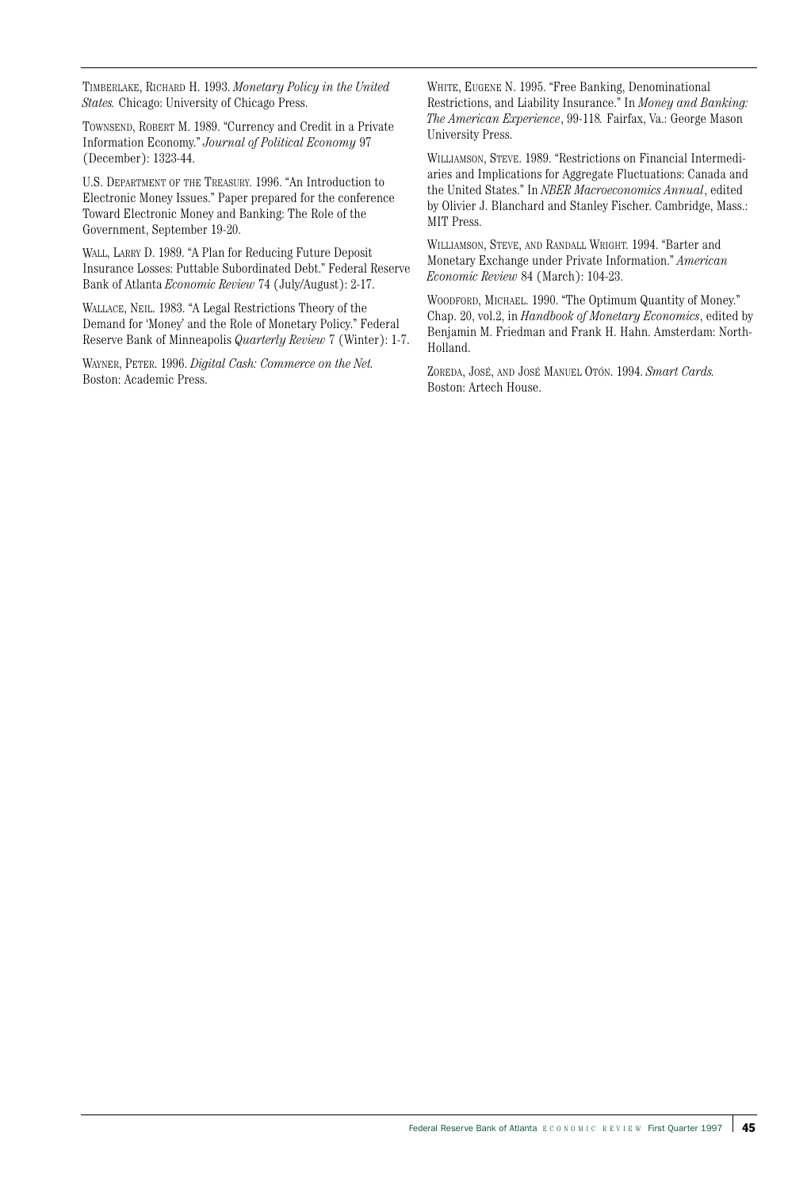Timberlake, Richard H. 1993. *Monetary Policy in the United States.* Chicago: University of Chicago Press.

Townsend, Robert M. 1989. "Currency and Credit in a Private Information Economy." *Journal of Political Economy* 97 (December): 1323-44.

U.S. Department of the Treasury. 1996. "An Introduction to Electronic Money Issues." Paper prepared for the conference Toward Electronic Money and Banking: The Role of the Government, September 19-20.

Wall, Larry D. 1989. "A Plan for Reducing Future Deposit Insurance Losses: Puttable Subordinated Debt." Federal Reserve Bank of Atlanta *Economic Review* 74 (July/August): 2-17.

Wallace, Neil. 1983. "A Legal Restrictions Theory of the Demand for 'Money' and the Role of Monetary Policy." Federal Reserve Bank of Minneapolis *Quarterly Review* 7 (Winter): 1-7.

Wayner, Peter. 1996. *Digital Cash: Commerce on the Net.* Boston: Academic Press.

White, Eugene N. 1995. "Free Banking, Denominational Restrictions, and Liability Insurance." In *Money and Banking: The American Experience*, 99-118. Fairfax, Va.: George Mason University Press.

Williamson, Steve. 1989. "Restrictions on Financial Intermediaries and Implications for Aggregate Fluctuations: Canada and the United States." In *NBER Macroeconomics Annual*, edited by Olivier J. Blanchard and Stanley Fischer. Cambridge, Mass.: MIT Press.

Williamson, Steve, and Randall Wright. 1994. "Barter and Monetary Exchange under Private Information." *American Economic Review* 84 (March): 104-23.

Woodford, Michael. 1990. "The Optimum Quantity of Money." Chap. 20, vol.2, in *Handbook of Monetary Economics*, edited by Benjamin M. Friedman and Frank H. Hahn. Amsterdam: North-Holland.

Zoreda, José, and José Manuel Otón. 1994. *Smart Cards.* Boston: Artech House.